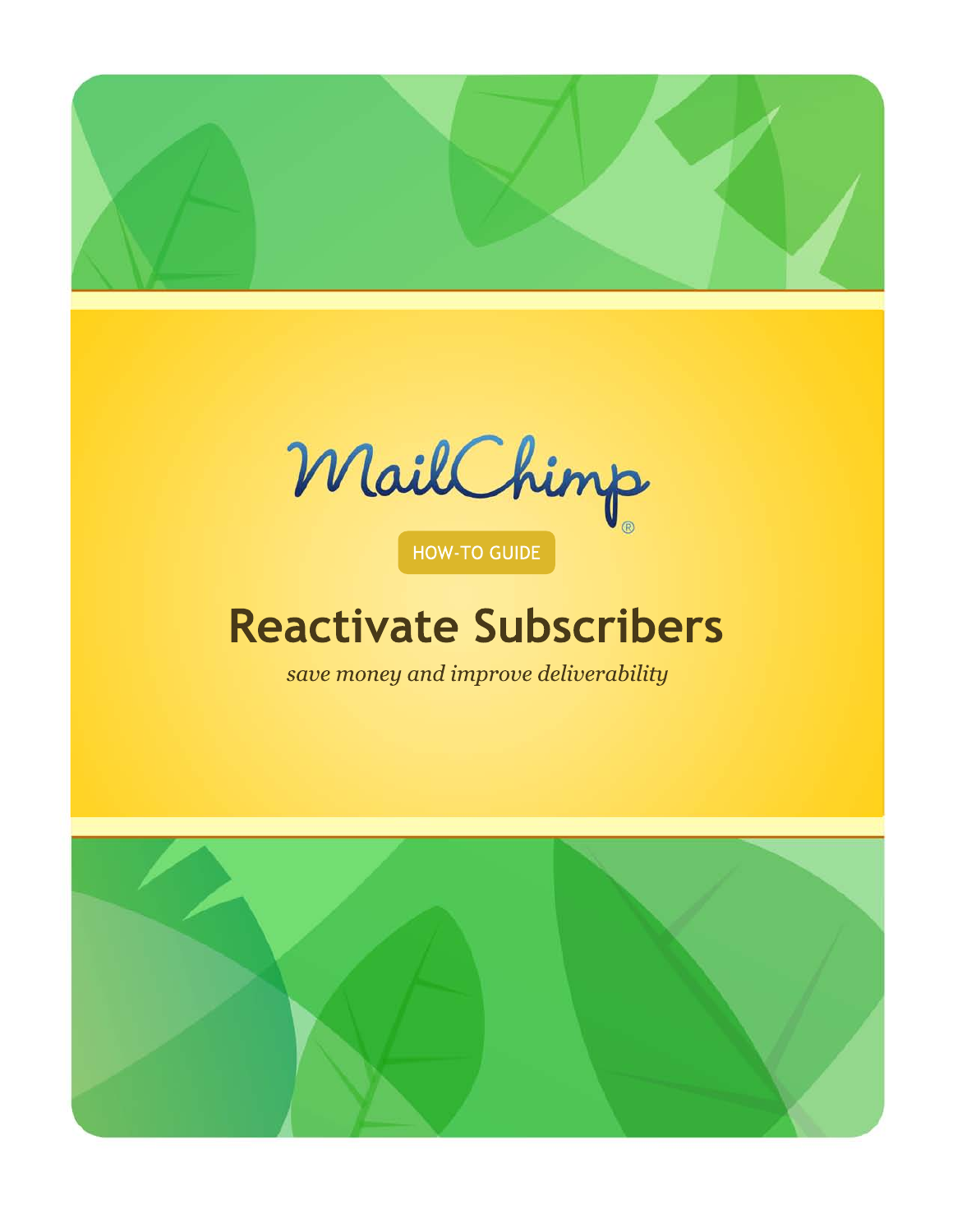MailChimp®

HOW-TO GUIDE

# Reactivate Subscribers

*save money and improve deliverability*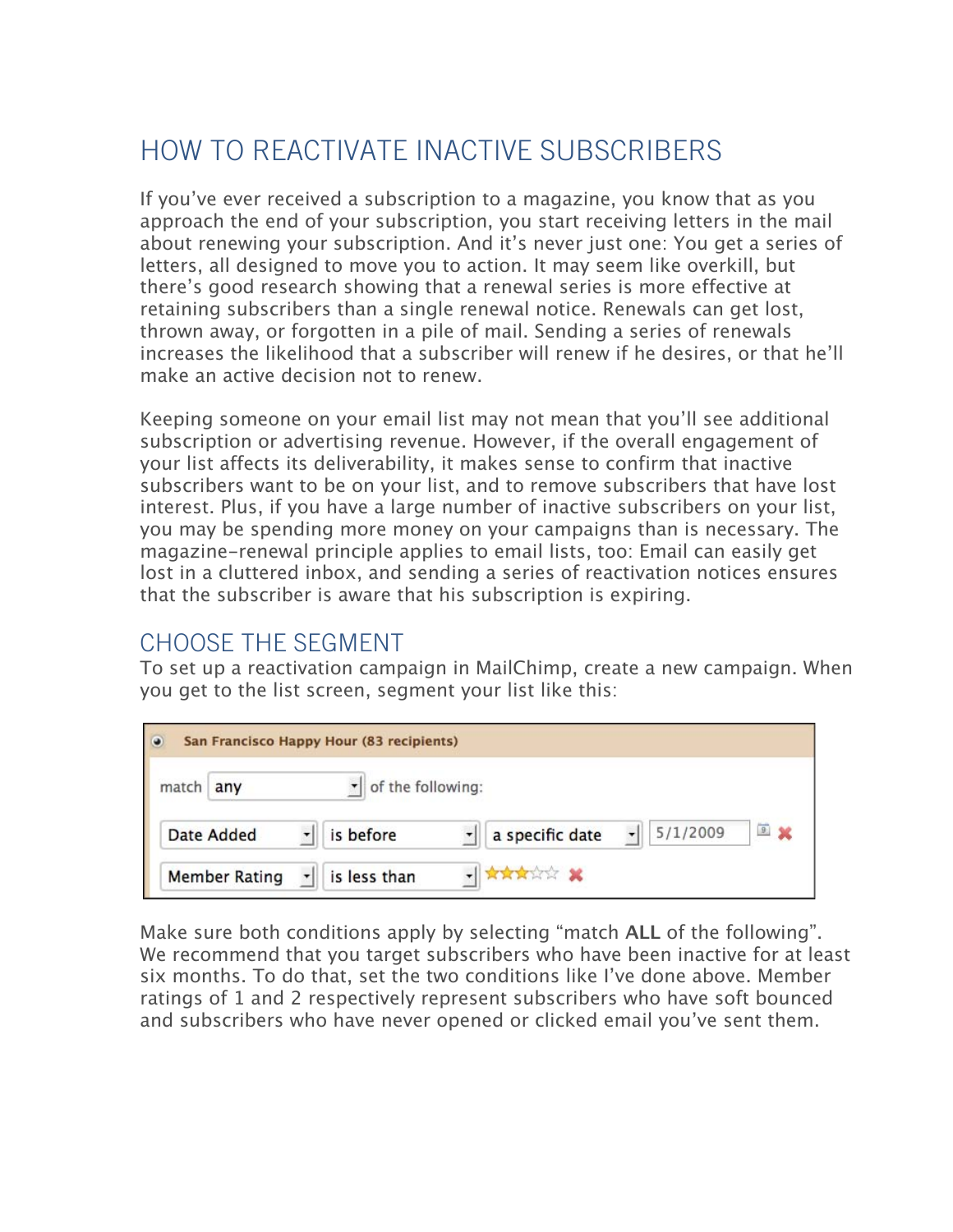# HOW TO REACTIVATE INACTIVE SUBSCRIBERS

If you've ever received a subscription to a magazine, you know that as you approach the end of your subscription, you start receiving letters in the mail about renewing your subscription. And it's never just one: You get a series of letters, all designed to move you to action. It may seem like overkill, but there's good research showing that a renewal series is more effective at retaining subscribers than a single renewal notice. Renewals can get lost, thrown away, or forgotten in a pile of mail. Sending a series of renewals increases the likelihood that a subscriber will renew if he desires, or that he'll make an active decision not to renew.

Keeping someone on your email list may not mean that you'll see additional subscription or advertising revenue. However, if the overall engagement of your list affects its deliverability, it makes sense to confirm that inactive subscribers want to be on your list, and to remove subscribers that have lost interest. Plus, if you have a large number of inactive subscribers on your list, you may be spending more money on your campaigns than is necessary. The magazine-renewal principle applies to email lists, too: Email can easily get lost in a cluttered inbox, and sending a series of reactivation notices ensures that the subscriber is aware that his subscription is expiring.

## CHOOSE THE SEGMENT

To set up a reactivation campaign in MailChimp, create a new campaign. When you get to the list screen, segment your list like this:

San Francisco Happy Hour (83 recipients)

match any of the following:

| | | | |
|---|---|---|---|
| Date Added | is before | a specific date | 5/1/2009 |
| Member Rating | is less than | ★★★☆☆ | |

Make sure both conditions apply by selecting "match **ALL** of the following". We recommend that you target subscribers who have been inactive for at least six months. To do that, set the two conditions like I've done above. Member ratings of 1 and 2 respectively represent subscribers who have soft bounced and subscribers who have never opened or clicked email you've sent them.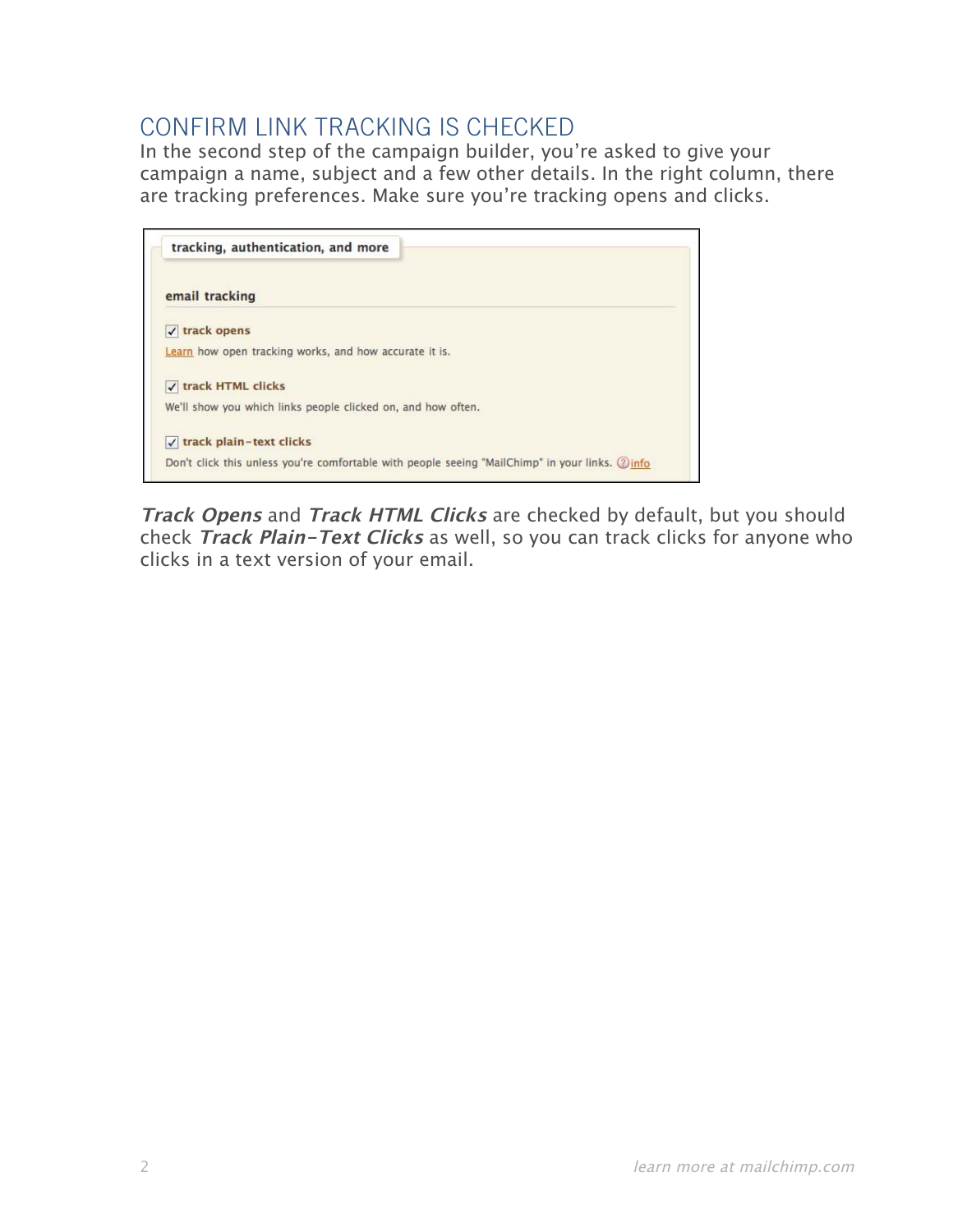## CONFIRM LINK TRACKING IS CHECKED

In the second step of the campaign builder, you're asked to give your campaign a name, subject and a few other details. In the right column, there are tracking preferences. Make sure you're tracking opens and clicks.

tracking, authentication, and more

**email tracking**

☑ track opens

Learn how open tracking works, and how accurate it is.

☑ track HTML clicks

We'll show you which links people clicked on, and how often.

☑ track plain-text clicks

Don't click this unless you're comfortable with people seeing "MailChimp" in your links. info

***Track Opens*** and ***Track HTML Clicks*** are checked by default, but you should check ***Track Plain-Text Clicks*** as well, so you can track clicks for anyone who clicks in a text version of your email.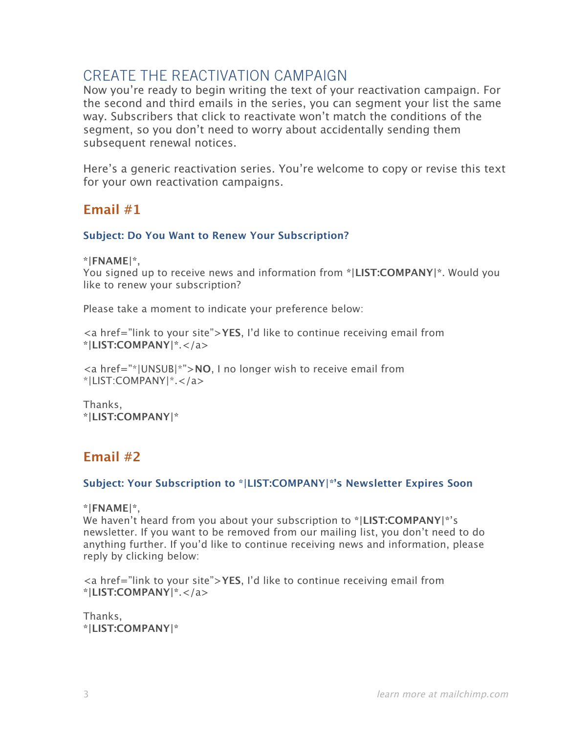## CREATE THE REACTIVATION CAMPAIGN

Now you're ready to begin writing the text of your reactivation campaign. For the second and third emails in the series, you can segment your list the same way. Subscribers that click to reactivate won't match the conditions of the segment, so you don't need to worry about accidentally sending them subsequent renewal notices.

Here's a generic reactivation series. You're welcome to copy or revise this text for your own reactivation campaigns.

### Email #1

#### Subject: Do You Want to Renew Your Subscription?

***|FNAME|***,
You signed up to receive news and information from *|**LIST:COMPANY**|*. Would you like to renew your subscription?

Please take a moment to indicate your preference below:

<a href="link to your site">**YES**, I'd like to continue receiving email from *|**LIST:COMPANY**|*.</a>

<a href="*|UNSUB|*">**NO**, I no longer wish to receive email from *|LIST:COMPANY|*.</a>

Thanks,
*|**LIST:COMPANY**|*

### Email #2

#### Subject: Your Subscription to *|LIST:COMPANY|*'s Newsletter Expires Soon

***|FNAME|***,
We haven't heard from you about your subscription to *|**LIST:COMPANY**|*'s newsletter. If you want to be removed from our mailing list, you don't need to do anything further. If you'd like to continue receiving news and information, please reply by clicking below:

<a href="link to your site">**YES**, I'd like to continue receiving email from *|**LIST:COMPANY**|*.</a>

Thanks,
*|**LIST:COMPANY**|*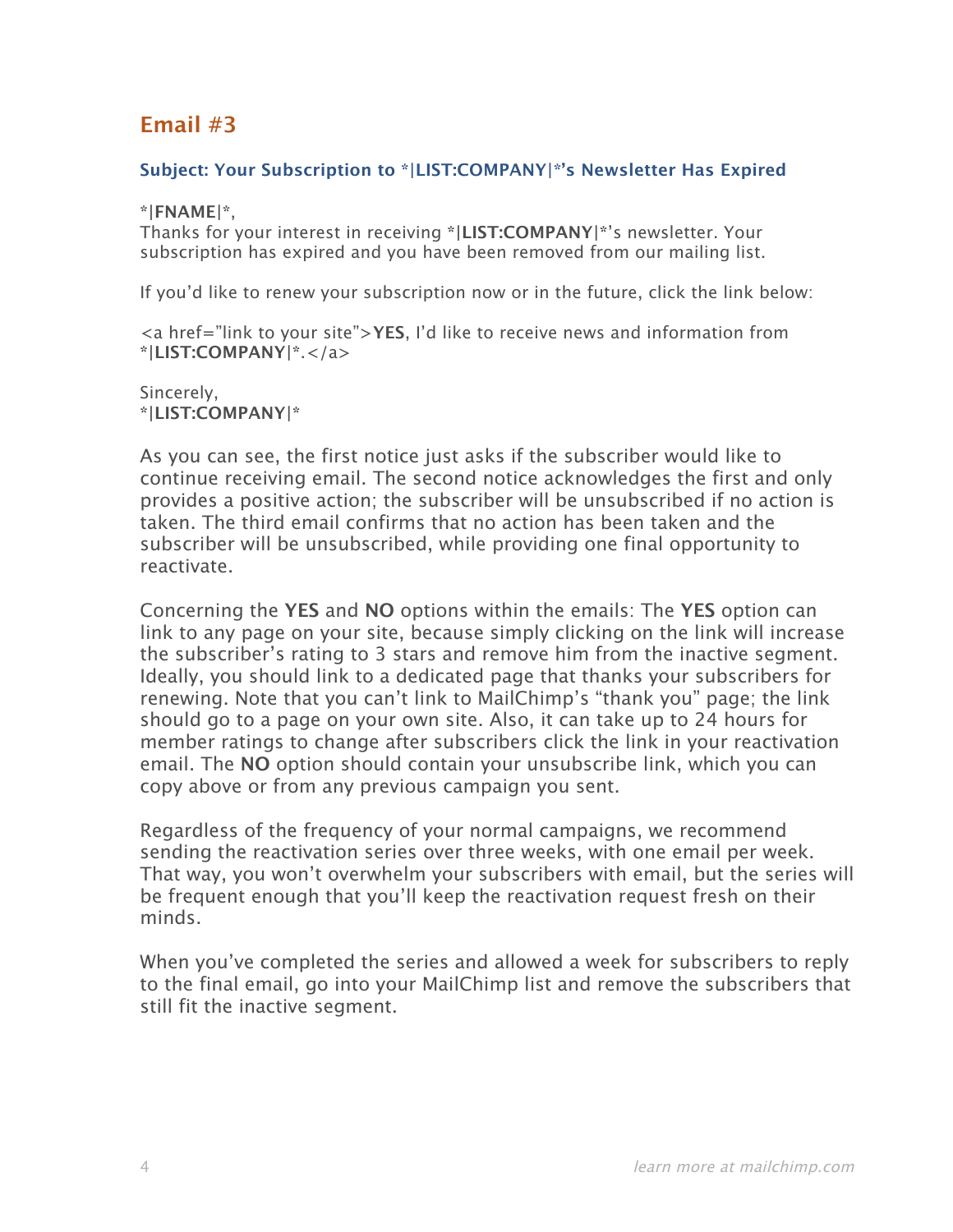## Email #3

### Subject: Your Subscription to *|LIST:COMPANY|*'s Newsletter Has Expired

**\*|FNAME|\***,
Thanks for your interest in receiving *|**LIST:COMPANY**|*'s newsletter. Your subscription has expired and you have been removed from our mailing list.

If you'd like to renew your subscription now or in the future, click the link below:

<a href="link to your site">**YES**, I'd like to receive news and information from *|**LIST:COMPANY**|*.</a>

Sincerely,
*|**LIST:COMPANY**|*

As you can see, the first notice just asks if the subscriber would like to continue receiving email. The second notice acknowledges the first and only provides a positive action; the subscriber will be unsubscribed if no action is taken. The third email confirms that no action has been taken and the subscriber will be unsubscribed, while providing one final opportunity to reactivate.

Concerning the **YES** and **NO** options within the emails: The **YES** option can link to any page on your site, because simply clicking on the link will increase the subscriber's rating to 3 stars and remove him from the inactive segment. Ideally, you should link to a dedicated page that thanks your subscribers for renewing. Note that you can't link to MailChimp's "thank you" page; the link should go to a page on your own site. Also, it can take up to 24 hours for member ratings to change after subscribers click the link in your reactivation email. The **NO** option should contain your unsubscribe link, which you can copy above or from any previous campaign you sent.

Regardless of the frequency of your normal campaigns, we recommend sending the reactivation series over three weeks, with one email per week. That way, you won't overwhelm your subscribers with email, but the series will be frequent enough that you'll keep the reactivation request fresh on their minds.

When you've completed the series and allowed a week for subscribers to reply to the final email, go into your MailChimp list and remove the subscribers that still fit the inactive segment.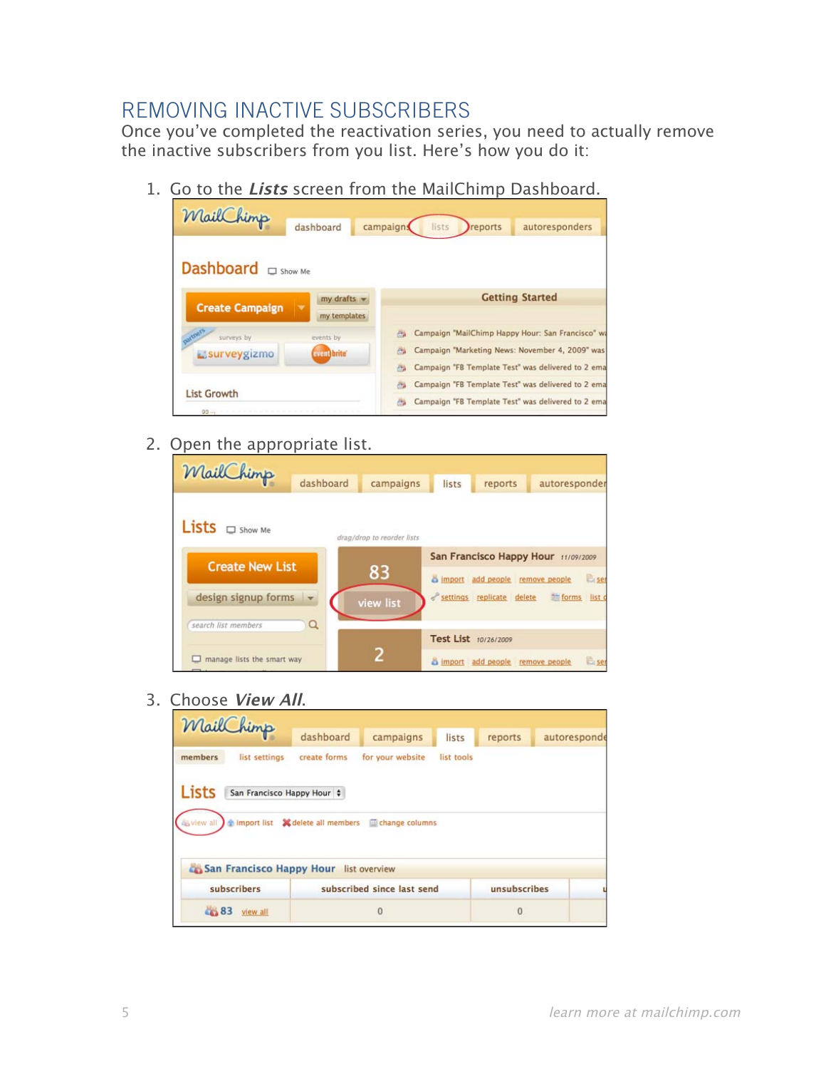## REMOVING INACTIVE SUBSCRIBERS

Once you've completed the reactivation series, you need to actually remove the inactive subscribers from you list. Here's how you do it:

1. Go to the ***Lists*** screen from the MailChimp Dashboard.
2. Open the appropriate list.
3. Choose ***View All***.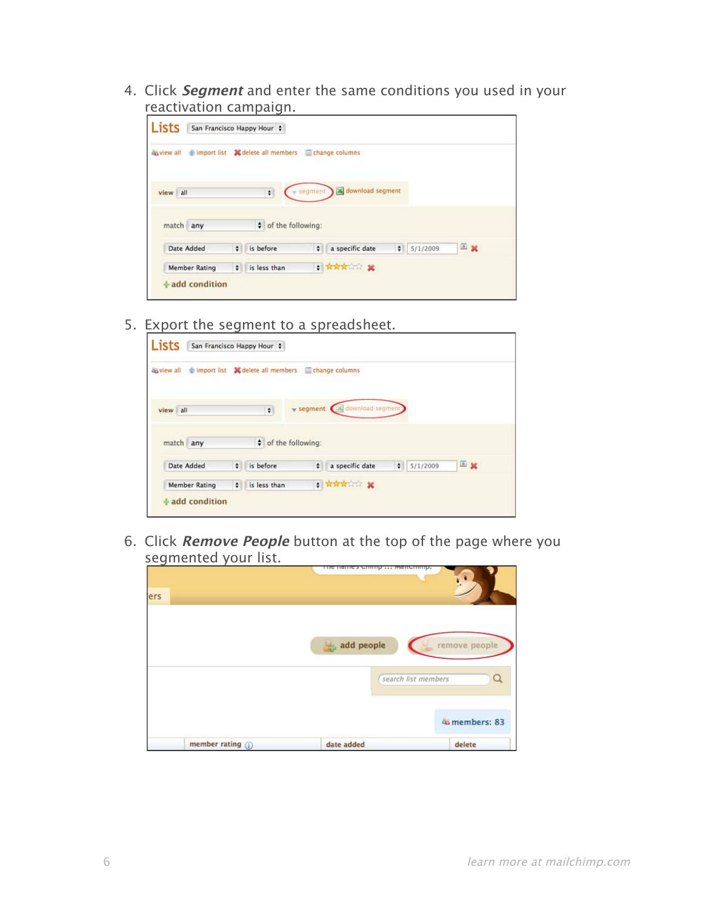4. Click ***Segment*** and enter the same conditions you used in your reactivation campaign.

5. Export the segment to a spreadsheet.

6. Click ***Remove People*** button at the top of the page where you segmented your list.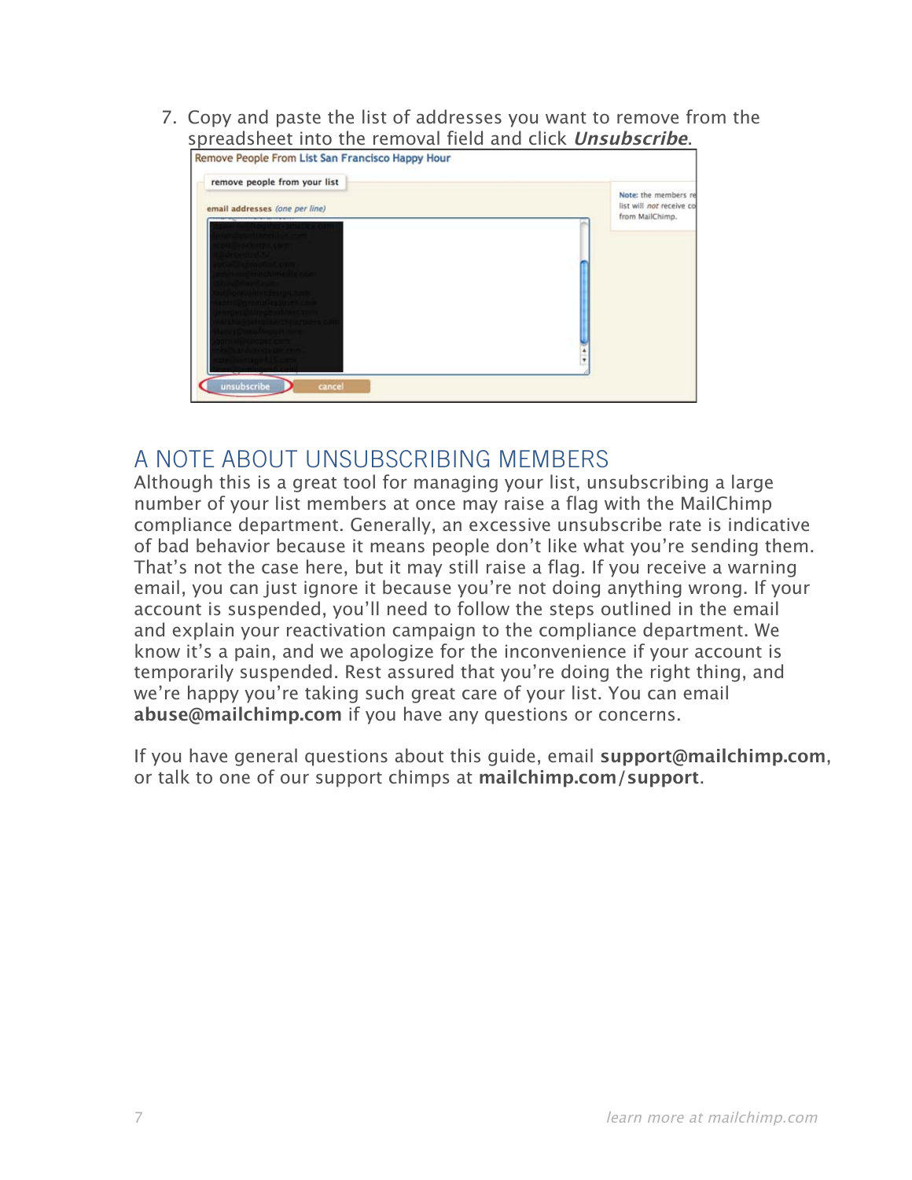7. Copy and paste the list of addresses you want to remove from the spreadsheet into the removal field and click ***Unsubscribe***.

## A NOTE ABOUT UNSUBSCRIBING MEMBERS

Although this is a great tool for managing your list, unsubscribing a large number of your list members at once may raise a flag with the MailChimp compliance department. Generally, an excessive unsubscribe rate is indicative of bad behavior because it means people don't like what you're sending them. That's not the case here, but it may still raise a flag. If you receive a warning email, you can just ignore it because you're not doing anything wrong. If your account is suspended, you'll need to follow the steps outlined in the email and explain your reactivation campaign to the compliance department. We know it's a pain, and we apologize for the inconvenience if your account is temporarily suspended. Rest assured that you're doing the right thing, and we're happy you're taking such great care of your list. You can email **abuse@mailchimp.com** if you have any questions or concerns.

If you have general questions about this guide, email **support@mailchimp.com**, or talk to one of our support chimps at **mailchimp.com/support**.